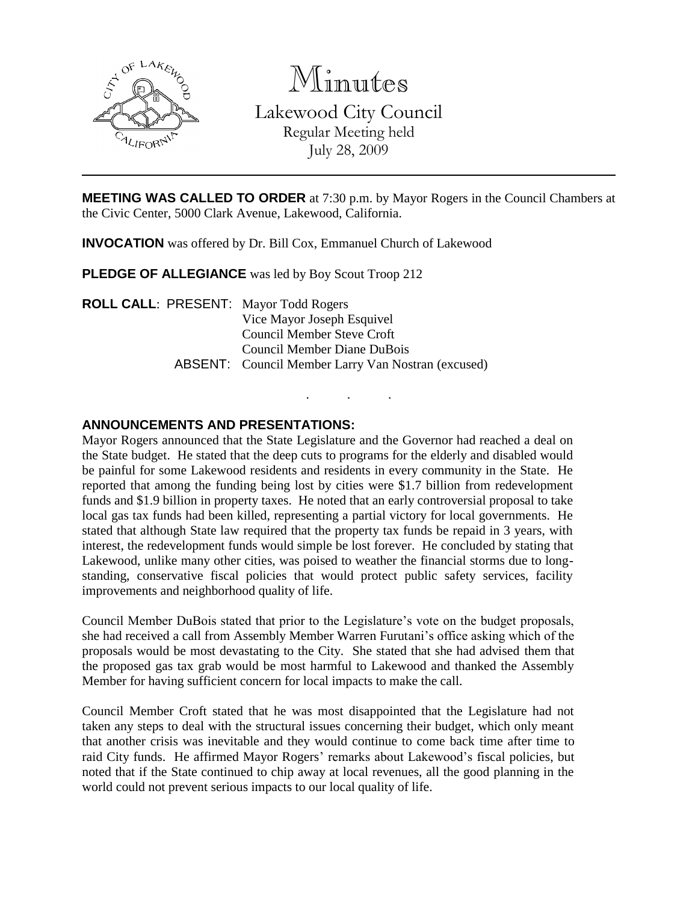# Minutes

Lakewood City Council
Regular Meeting held
July 28, 2009

---

**MEETING WAS CALLED TO ORDER** at 7:30 p.m. by Mayor Rogers in the Council Chambers at the Civic Center, 5000 Clark Avenue, Lakewood, California.

**INVOCATION** was offered by Dr. Bill Cox, Emmanuel Church of Lakewood

**PLEDGE OF ALLEGIANCE** was led by Boy Scout Troop 212

**ROLL CALL**: PRESENT: Mayor Todd Rogers
Vice Mayor Joseph Esquivel
Council Member Steve Croft
Council Member Diane DuBois
ABSENT: Council Member Larry Van Nostran (excused)

. . .

**ANNOUNCEMENTS AND PRESENTATIONS:**

Mayor Rogers announced that the State Legislature and the Governor had reached a deal on the State budget. He stated that the deep cuts to programs for the elderly and disabled would be painful for some Lakewood residents and residents in every community in the State. He reported that among the funding being lost by cities were $1.7 billion from redevelopment funds and $1.9 billion in property taxes. He noted that an early controversial proposal to take local gas tax funds had been killed, representing a partial victory for local governments. He stated that although State law required that the property tax funds be repaid in 3 years, with interest, the redevelopment funds would simple be lost forever. He concluded by stating that Lakewood, unlike many other cities, was poised to weather the financial storms due to long-standing, conservative fiscal policies that would protect public safety services, facility improvements and neighborhood quality of life.

Council Member DuBois stated that prior to the Legislature's vote on the budget proposals, she had received a call from Assembly Member Warren Furutani's office asking which of the proposals would be most devastating to the City. She stated that she had advised them that the proposed gas tax grab would be most harmful to Lakewood and thanked the Assembly Member for having sufficient concern for local impacts to make the call.

Council Member Croft stated that he was most disappointed that the Legislature had not taken any steps to deal with the structural issues concerning their budget, which only meant that another crisis was inevitable and they would continue to come back time after time to raid City funds. He affirmed Mayor Rogers' remarks about Lakewood's fiscal policies, but noted that if the State continued to chip away at local revenues, all the good planning in the world could not prevent serious impacts to our local quality of life.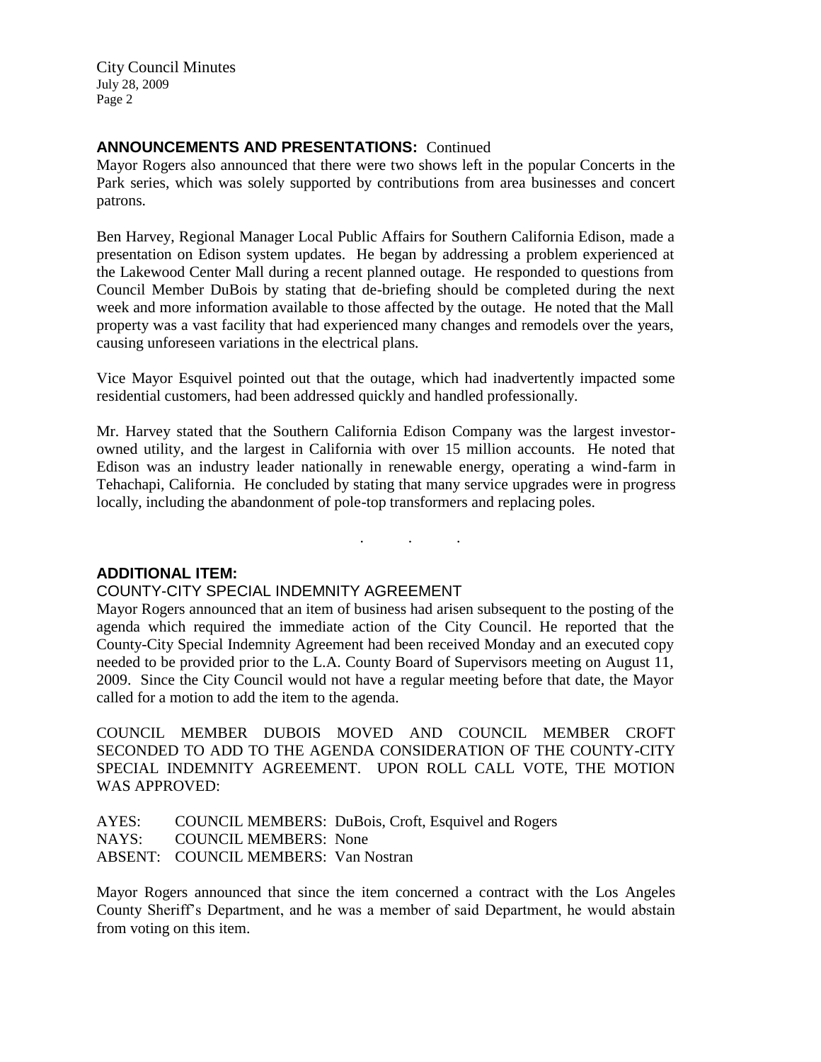## ANNOUNCEMENTS AND PRESENTATIONS: Continued

Mayor Rogers also announced that there were two shows left in the popular Concerts in the Park series, which was solely supported by contributions from area businesses and concert patrons.

Ben Harvey, Regional Manager Local Public Affairs for Southern California Edison, made a presentation on Edison system updates. He began by addressing a problem experienced at the Lakewood Center Mall during a recent planned outage. He responded to questions from Council Member DuBois by stating that de-briefing should be completed during the next week and more information available to those affected by the outage. He noted that the Mall property was a vast facility that had experienced many changes and remodels over the years, causing unforeseen variations in the electrical plans.

Vice Mayor Esquivel pointed out that the outage, which had inadvertently impacted some residential customers, had been addressed quickly and handled professionally.

Mr. Harvey stated that the Southern California Edison Company was the largest investor-owned utility, and the largest in California with over 15 million accounts. He noted that Edison was an industry leader nationally in renewable energy, operating a wind-farm in Tehachapi, California. He concluded by stating that many service upgrades were in progress locally, including the abandonment of pole-top transformers and replacing poles.

. . .

## ADDITIONAL ITEM:

COUNTY-CITY SPECIAL INDEMNITY AGREEMENT

Mayor Rogers announced that an item of business had arisen subsequent to the posting of the agenda which required the immediate action of the City Council. He reported that the County-City Special Indemnity Agreement had been received Monday and an executed copy needed to be provided prior to the L.A. County Board of Supervisors meeting on August 11, 2009. Since the City Council would not have a regular meeting before that date, the Mayor called for a motion to add the item to the agenda.

COUNCIL MEMBER DUBOIS MOVED AND COUNCIL MEMBER CROFT SECONDED TO ADD TO THE AGENDA CONSIDERATION OF THE COUNTY-CITY SPECIAL INDEMNITY AGREEMENT. UPON ROLL CALL VOTE, THE MOTION WAS APPROVED:

AYES: COUNCIL MEMBERS: DuBois, Croft, Esquivel and Rogers
NAYS: COUNCIL MEMBERS: None
ABSENT: COUNCIL MEMBERS: Van Nostran

Mayor Rogers announced that since the item concerned a contract with the Los Angeles County Sheriff's Department, and he was a member of said Department, he would abstain from voting on this item.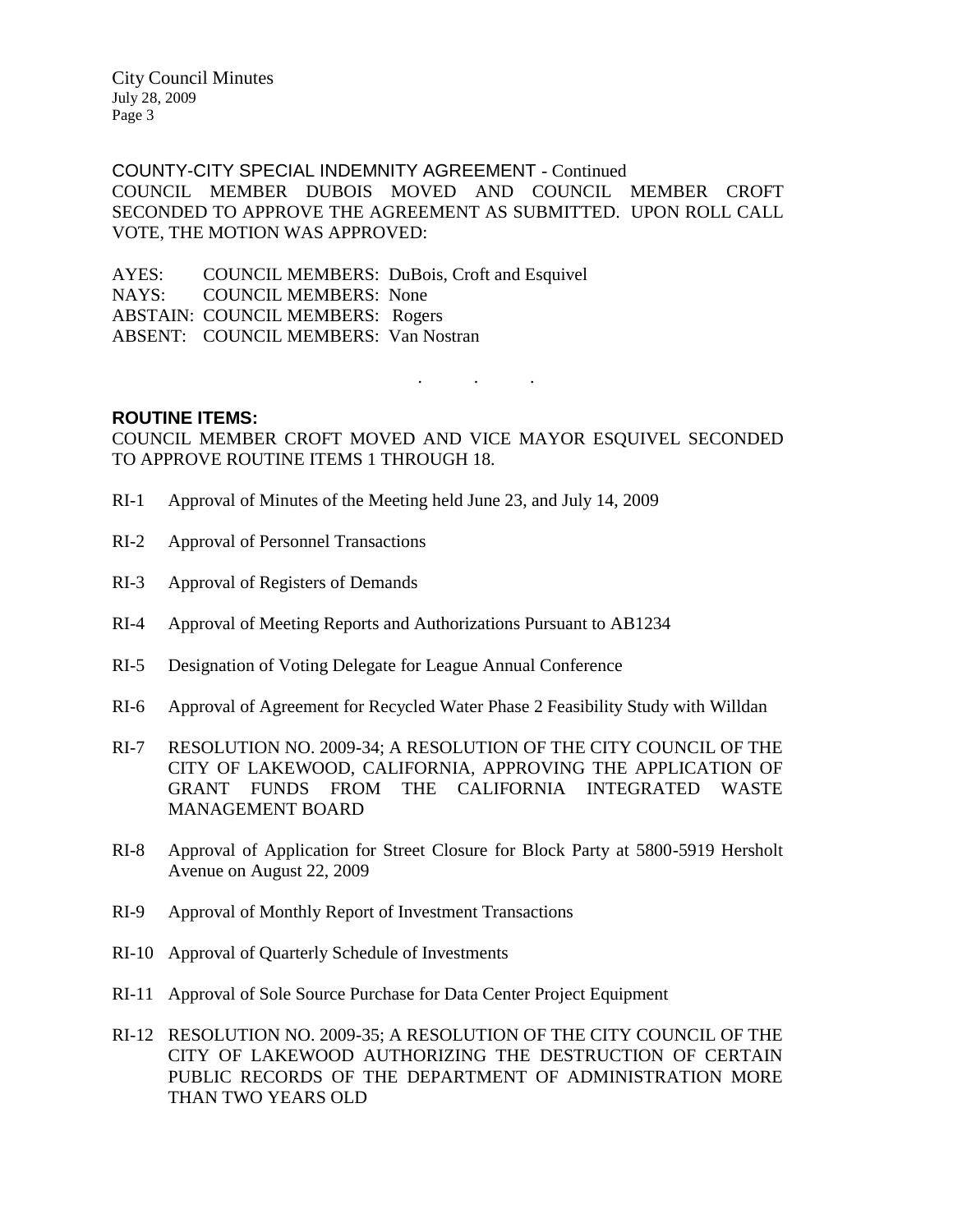COUNTY-CITY SPECIAL INDEMNITY AGREEMENT - Continued

COUNCIL MEMBER DUBOIS MOVED AND COUNCIL MEMBER CROFT SECONDED TO APPROVE THE AGREEMENT AS SUBMITTED. UPON ROLL CALL VOTE, THE MOTION WAS APPROVED:

AYES: COUNCIL MEMBERS: DuBois, Croft and Esquivel
NAYS: COUNCIL MEMBERS: None
ABSTAIN: COUNCIL MEMBERS: Rogers
ABSENT: COUNCIL MEMBERS: Van Nostran

. . .

**ROUTINE ITEMS:**

COUNCIL MEMBER CROFT MOVED AND VICE MAYOR ESQUIVEL SECONDED TO APPROVE ROUTINE ITEMS 1 THROUGH 18.

RI-1 Approval of Minutes of the Meeting held June 23, and July 14, 2009

RI-2 Approval of Personnel Transactions

RI-3 Approval of Registers of Demands

RI-4 Approval of Meeting Reports and Authorizations Pursuant to AB1234

RI-5 Designation of Voting Delegate for League Annual Conference

RI-6 Approval of Agreement for Recycled Water Phase 2 Feasibility Study with Willdan

RI-7 RESOLUTION NO. 2009-34; A RESOLUTION OF THE CITY COUNCIL OF THE CITY OF LAKEWOOD, CALIFORNIA, APPROVING THE APPLICATION OF GRANT FUNDS FROM THE CALIFORNIA INTEGRATED WASTE MANAGEMENT BOARD

RI-8 Approval of Application for Street Closure for Block Party at 5800-5919 Hersholt Avenue on August 22, 2009

RI-9 Approval of Monthly Report of Investment Transactions

RI-10 Approval of Quarterly Schedule of Investments

RI-11 Approval of Sole Source Purchase for Data Center Project Equipment

RI-12 RESOLUTION NO. 2009-35; A RESOLUTION OF THE CITY COUNCIL OF THE CITY OF LAKEWOOD AUTHORIZING THE DESTRUCTION OF CERTAIN PUBLIC RECORDS OF THE DEPARTMENT OF ADMINISTRATION MORE THAN TWO YEARS OLD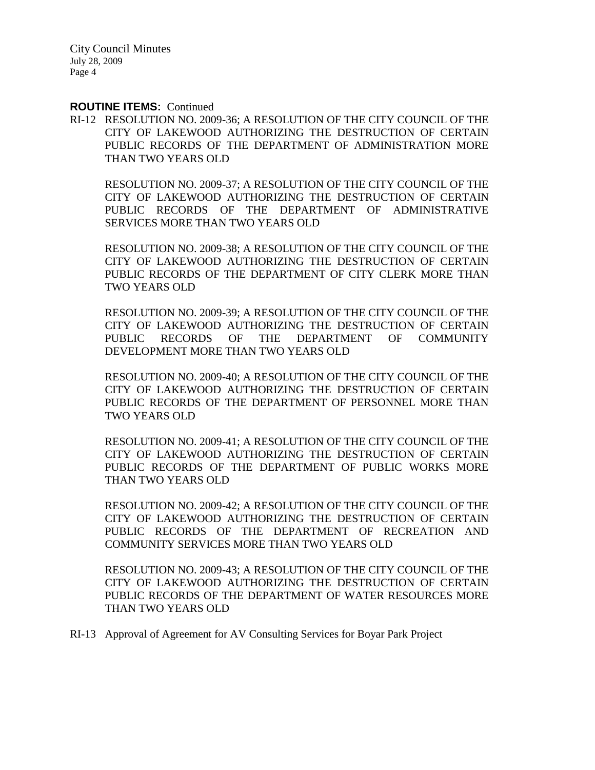**ROUTINE ITEMS:** Continued

RI-12 RESOLUTION NO. 2009-36; A RESOLUTION OF THE CITY COUNCIL OF THE CITY OF LAKEWOOD AUTHORIZING THE DESTRUCTION OF CERTAIN PUBLIC RECORDS OF THE DEPARTMENT OF ADMINISTRATION MORE THAN TWO YEARS OLD

RESOLUTION NO. 2009-37; A RESOLUTION OF THE CITY COUNCIL OF THE CITY OF LAKEWOOD AUTHORIZING THE DESTRUCTION OF CERTAIN PUBLIC RECORDS OF THE DEPARTMENT OF ADMINISTRATIVE SERVICES MORE THAN TWO YEARS OLD

RESOLUTION NO. 2009-38; A RESOLUTION OF THE CITY COUNCIL OF THE CITY OF LAKEWOOD AUTHORIZING THE DESTRUCTION OF CERTAIN PUBLIC RECORDS OF THE DEPARTMENT OF CITY CLERK MORE THAN TWO YEARS OLD

RESOLUTION NO. 2009-39; A RESOLUTION OF THE CITY COUNCIL OF THE CITY OF LAKEWOOD AUTHORIZING THE DESTRUCTION OF CERTAIN PUBLIC RECORDS OF THE DEPARTMENT OF COMMUNITY DEVELOPMENT MORE THAN TWO YEARS OLD

RESOLUTION NO. 2009-40; A RESOLUTION OF THE CITY COUNCIL OF THE CITY OF LAKEWOOD AUTHORIZING THE DESTRUCTION OF CERTAIN PUBLIC RECORDS OF THE DEPARTMENT OF PERSONNEL MORE THAN TWO YEARS OLD

RESOLUTION NO. 2009-41; A RESOLUTION OF THE CITY COUNCIL OF THE CITY OF LAKEWOOD AUTHORIZING THE DESTRUCTION OF CERTAIN PUBLIC RECORDS OF THE DEPARTMENT OF PUBLIC WORKS MORE THAN TWO YEARS OLD

RESOLUTION NO. 2009-42; A RESOLUTION OF THE CITY COUNCIL OF THE CITY OF LAKEWOOD AUTHORIZING THE DESTRUCTION OF CERTAIN PUBLIC RECORDS OF THE DEPARTMENT OF RECREATION AND COMMUNITY SERVICES MORE THAN TWO YEARS OLD

RESOLUTION NO. 2009-43; A RESOLUTION OF THE CITY COUNCIL OF THE CITY OF LAKEWOOD AUTHORIZING THE DESTRUCTION OF CERTAIN PUBLIC RECORDS OF THE DEPARTMENT OF WATER RESOURCES MORE THAN TWO YEARS OLD

RI-13 Approval of Agreement for AV Consulting Services for Boyar Park Project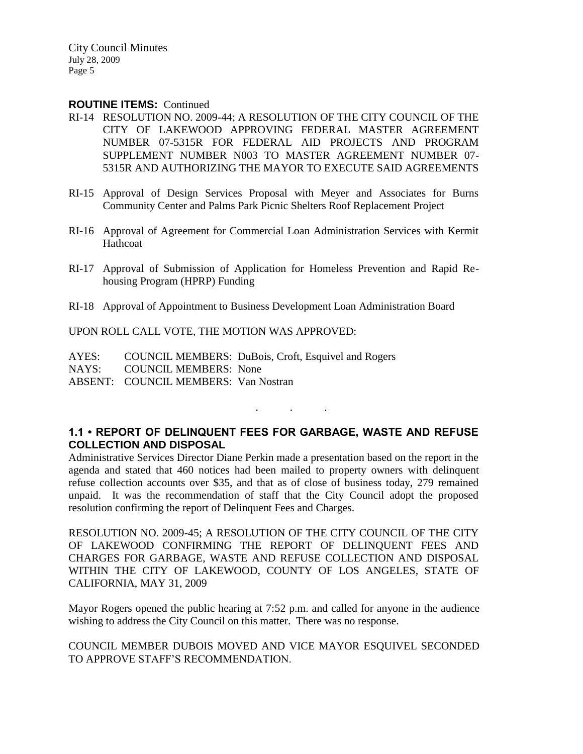**ROUTINE ITEMS:** Continued

RI-14 RESOLUTION NO. 2009-44; A RESOLUTION OF THE CITY COUNCIL OF THE CITY OF LAKEWOOD APPROVING FEDERAL MASTER AGREEMENT NUMBER 07-5315R FOR FEDERAL AID PROJECTS AND PROGRAM SUPPLEMENT NUMBER N003 TO MASTER AGREEMENT NUMBER 07-5315R AND AUTHORIZING THE MAYOR TO EXECUTE SAID AGREEMENTS

RI-15 Approval of Design Services Proposal with Meyer and Associates for Burns Community Center and Palms Park Picnic Shelters Roof Replacement Project

RI-16 Approval of Agreement for Commercial Loan Administration Services with Kermit Hathcoat

RI-17 Approval of Submission of Application for Homeless Prevention and Rapid Re-housing Program (HPRP) Funding

RI-18 Approval of Appointment to Business Development Loan Administration Board

UPON ROLL CALL VOTE, THE MOTION WAS APPROVED:

AYES: COUNCIL MEMBERS: DuBois, Croft, Esquivel and Rogers
NAYS: COUNCIL MEMBERS: None
ABSENT: COUNCIL MEMBERS: Van Nostran

. . .

**1.1 • REPORT OF DELINQUENT FEES FOR GARBAGE, WASTE AND REFUSE COLLECTION AND DISPOSAL**

Administrative Services Director Diane Perkin made a presentation based on the report in the agenda and stated that 460 notices had been mailed to property owners with delinquent refuse collection accounts over $35, and that as of close of business today, 279 remained unpaid. It was the recommendation of staff that the City Council adopt the proposed resolution confirming the report of Delinquent Fees and Charges.

RESOLUTION NO. 2009-45; A RESOLUTION OF THE CITY COUNCIL OF THE CITY OF LAKEWOOD CONFIRMING THE REPORT OF DELINQUENT FEES AND CHARGES FOR GARBAGE, WASTE AND REFUSE COLLECTION AND DISPOSAL WITHIN THE CITY OF LAKEWOOD, COUNTY OF LOS ANGELES, STATE OF CALIFORNIA, MAY 31, 2009

Mayor Rogers opened the public hearing at 7:52 p.m. and called for anyone in the audience wishing to address the City Council on this matter. There was no response.

COUNCIL MEMBER DUBOIS MOVED AND VICE MAYOR ESQUIVEL SECONDED TO APPROVE STAFF'S RECOMMENDATION.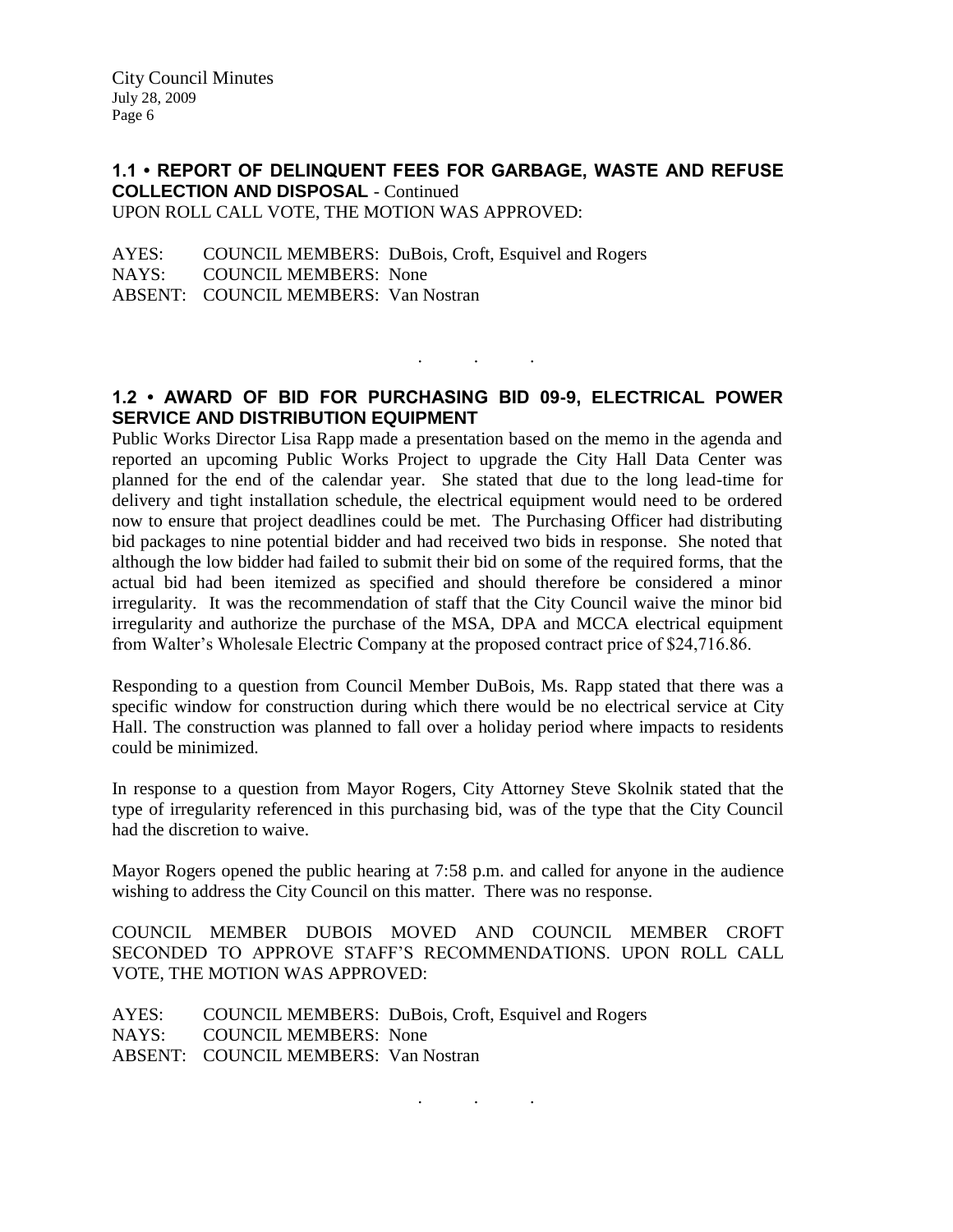## 1.1 • REPORT OF DELINQUENT FEES FOR GARBAGE, WASTE AND REFUSE COLLECTION AND DISPOSAL - Continued

UPON ROLL CALL VOTE, THE MOTION WAS APPROVED:

AYES: COUNCIL MEMBERS: DuBois, Croft, Esquivel and Rogers
NAYS: COUNCIL MEMBERS: None
ABSENT: COUNCIL MEMBERS: Van Nostran

. . .

## 1.2 • AWARD OF BID FOR PURCHASING BID 09-9, ELECTRICAL POWER SERVICE AND DISTRIBUTION EQUIPMENT

Public Works Director Lisa Rapp made a presentation based on the memo in the agenda and reported an upcoming Public Works Project to upgrade the City Hall Data Center was planned for the end of the calendar year. She stated that due to the long lead-time for delivery and tight installation schedule, the electrical equipment would need to be ordered now to ensure that project deadlines could be met. The Purchasing Officer had distributing bid packages to nine potential bidder and had received two bids in response. She noted that although the low bidder had failed to submit their bid on some of the required forms, that the actual bid had been itemized as specified and should therefore be considered a minor irregularity. It was the recommendation of staff that the City Council waive the minor bid irregularity and authorize the purchase of the MSA, DPA and MCCA electrical equipment from Walter's Wholesale Electric Company at the proposed contract price of $24,716.86.

Responding to a question from Council Member DuBois, Ms. Rapp stated that there was a specific window for construction during which there would be no electrical service at City Hall. The construction was planned to fall over a holiday period where impacts to residents could be minimized.

In response to a question from Mayor Rogers, City Attorney Steve Skolnik stated that the type of irregularity referenced in this purchasing bid, was of the type that the City Council had the discretion to waive.

Mayor Rogers opened the public hearing at 7:58 p.m. and called for anyone in the audience wishing to address the City Council on this matter. There was no response.

COUNCIL MEMBER DUBOIS MOVED AND COUNCIL MEMBER CROFT SECONDED TO APPROVE STAFF'S RECOMMENDATIONS. UPON ROLL CALL VOTE, THE MOTION WAS APPROVED:

AYES: COUNCIL MEMBERS: DuBois, Croft, Esquivel and Rogers
NAYS: COUNCIL MEMBERS: None
ABSENT: COUNCIL MEMBERS: Van Nostran

. . .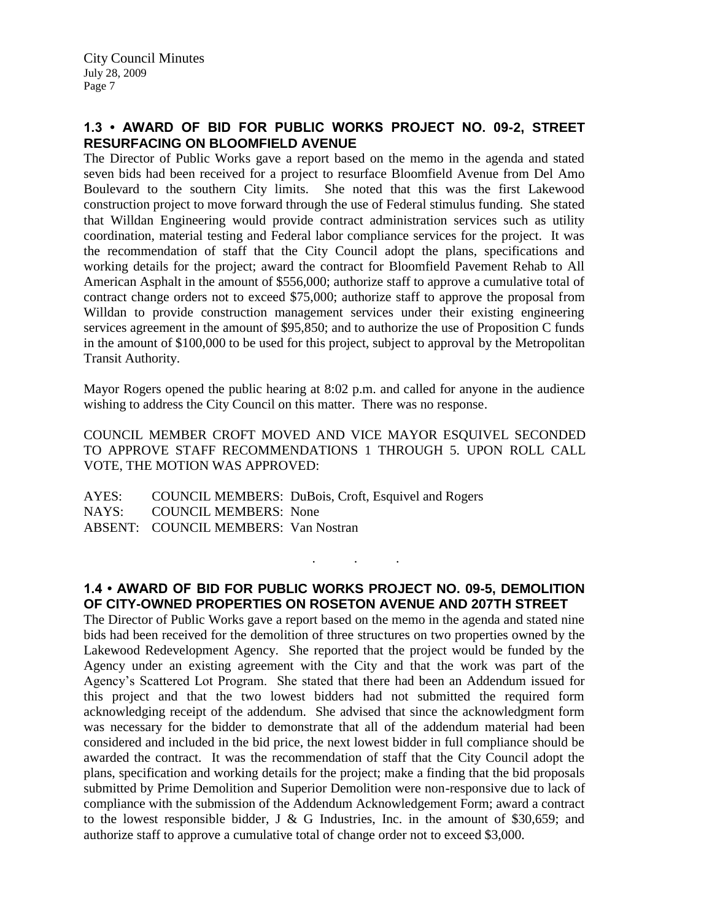## 1.3 • AWARD OF BID FOR PUBLIC WORKS PROJECT NO. 09-2, STREET RESURFACING ON BLOOMFIELD AVENUE

The Director of Public Works gave a report based on the memo in the agenda and stated seven bids had been received for a project to resurface Bloomfield Avenue from Del Amo Boulevard to the southern City limits. She noted that this was the first Lakewood construction project to move forward through the use of Federal stimulus funding. She stated that Willdan Engineering would provide contract administration services such as utility coordination, material testing and Federal labor compliance services for the project. It was the recommendation of staff that the City Council adopt the plans, specifications and working details for the project; award the contract for Bloomfield Pavement Rehab to All American Asphalt in the amount of $556,000; authorize staff to approve a cumulative total of contract change orders not to exceed $75,000; authorize staff to approve the proposal from Willdan to provide construction management services under their existing engineering services agreement in the amount of $95,850; and to authorize the use of Proposition C funds in the amount of $100,000 to be used for this project, subject to approval by the Metropolitan Transit Authority.

Mayor Rogers opened the public hearing at 8:02 p.m. and called for anyone in the audience wishing to address the City Council on this matter. There was no response.

COUNCIL MEMBER CROFT MOVED AND VICE MAYOR ESQUIVEL SECONDED TO APPROVE STAFF RECOMMENDATIONS 1 THROUGH 5. UPON ROLL CALL VOTE, THE MOTION WAS APPROVED:

AYES: COUNCIL MEMBERS: DuBois, Croft, Esquivel and Rogers
NAYS: COUNCIL MEMBERS: None
ABSENT: COUNCIL MEMBERS: Van Nostran

. . .

## 1.4 • AWARD OF BID FOR PUBLIC WORKS PROJECT NO. 09-5, DEMOLITION OF CITY-OWNED PROPERTIES ON ROSETON AVENUE AND 207TH STREET

The Director of Public Works gave a report based on the memo in the agenda and stated nine bids had been received for the demolition of three structures on two properties owned by the Lakewood Redevelopment Agency. She reported that the project would be funded by the Agency under an existing agreement with the City and that the work was part of the Agency's Scattered Lot Program. She stated that there had been an Addendum issued for this project and that the two lowest bidders had not submitted the required form acknowledging receipt of the addendum. She advised that since the acknowledgment form was necessary for the bidder to demonstrate that all of the addendum material had been considered and included in the bid price, the next lowest bidder in full compliance should be awarded the contract. It was the recommendation of staff that the City Council adopt the plans, specification and working details for the project; make a finding that the bid proposals submitted by Prime Demolition and Superior Demolition were non-responsive due to lack of compliance with the submission of the Addendum Acknowledgement Form; award a contract to the lowest responsible bidder, J & G Industries, Inc. in the amount of $30,659; and authorize staff to approve a cumulative total of change order not to exceed $3,000.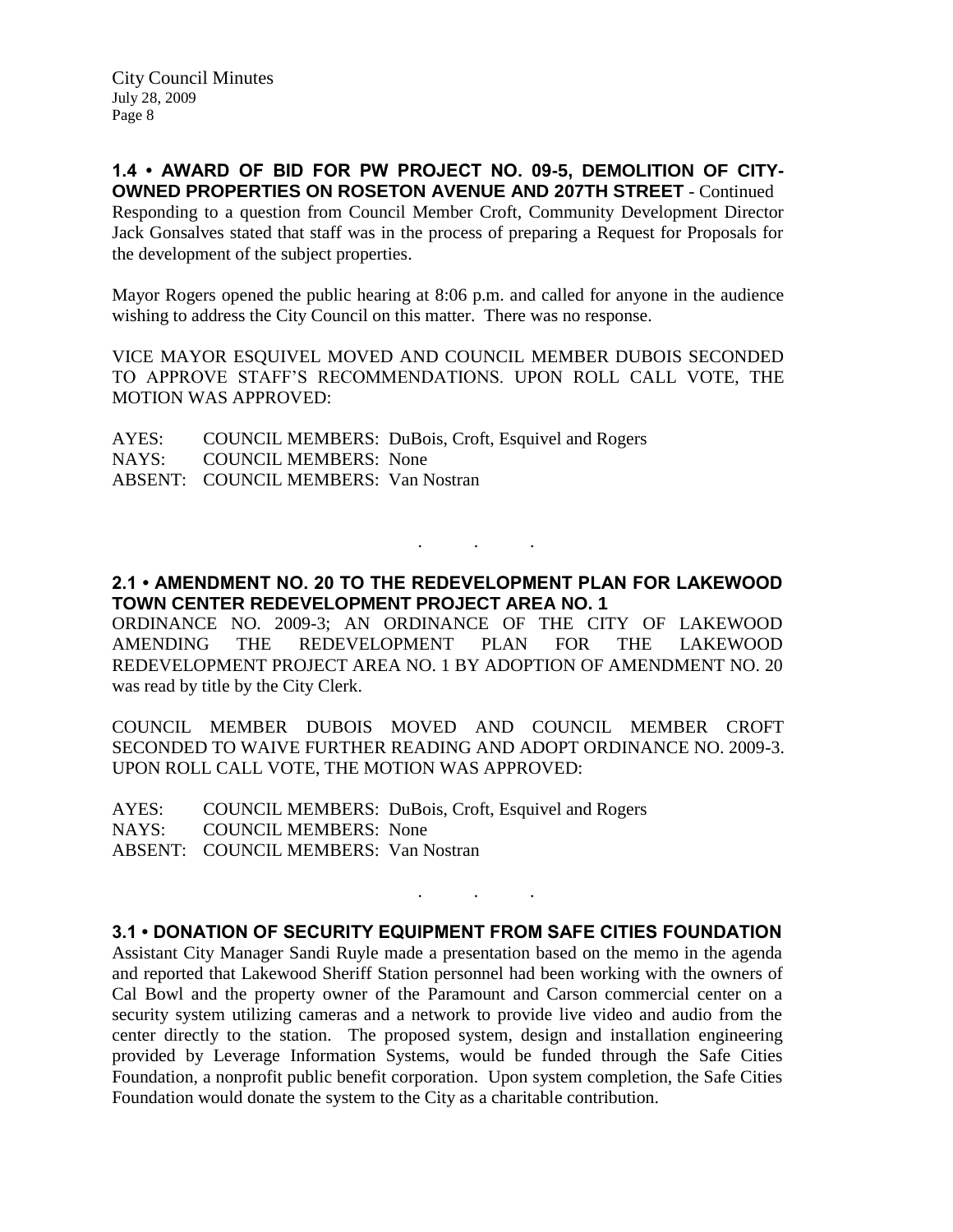**1.4 • AWARD OF BID FOR PW PROJECT NO. 09-5, DEMOLITION OF CITY-OWNED PROPERTIES ON ROSETON AVENUE AND 207TH STREET** - Continued

Responding to a question from Council Member Croft, Community Development Director Jack Gonsalves stated that staff was in the process of preparing a Request for Proposals for the development of the subject properties.

Mayor Rogers opened the public hearing at 8:06 p.m. and called for anyone in the audience wishing to address the City Council on this matter. There was no response.

VICE MAYOR ESQUIVEL MOVED AND COUNCIL MEMBER DUBOIS SECONDED TO APPROVE STAFF'S RECOMMENDATIONS. UPON ROLL CALL VOTE, THE MOTION WAS APPROVED:

AYES: COUNCIL MEMBERS: DuBois, Croft, Esquivel and Rogers
NAYS: COUNCIL MEMBERS: None
ABSENT: COUNCIL MEMBERS: Van Nostran

. . .

**2.1 • AMENDMENT NO. 20 TO THE REDEVELOPMENT PLAN FOR LAKEWOOD TOWN CENTER REDEVELOPMENT PROJECT AREA NO. 1**

ORDINANCE NO. 2009-3; AN ORDINANCE OF THE CITY OF LAKEWOOD AMENDING THE REDEVELOPMENT PLAN FOR THE LAKEWOOD REDEVELOPMENT PROJECT AREA NO. 1 BY ADOPTION OF AMENDMENT NO. 20 was read by title by the City Clerk.

COUNCIL MEMBER DUBOIS MOVED AND COUNCIL MEMBER CROFT SECONDED TO WAIVE FURTHER READING AND ADOPT ORDINANCE NO. 2009-3. UPON ROLL CALL VOTE, THE MOTION WAS APPROVED:

AYES: COUNCIL MEMBERS: DuBois, Croft, Esquivel and Rogers
NAYS: COUNCIL MEMBERS: None
ABSENT: COUNCIL MEMBERS: Van Nostran

. . .

**3.1 • DONATION OF SECURITY EQUIPMENT FROM SAFE CITIES FOUNDATION**

Assistant City Manager Sandi Ruyle made a presentation based on the memo in the agenda and reported that Lakewood Sheriff Station personnel had been working with the owners of Cal Bowl and the property owner of the Paramount and Carson commercial center on a security system utilizing cameras and a network to provide live video and audio from the center directly to the station. The proposed system, design and installation engineering provided by Leverage Information Systems, would be funded through the Safe Cities Foundation, a nonprofit public benefit corporation. Upon system completion, the Safe Cities Foundation would donate the system to the City as a charitable contribution.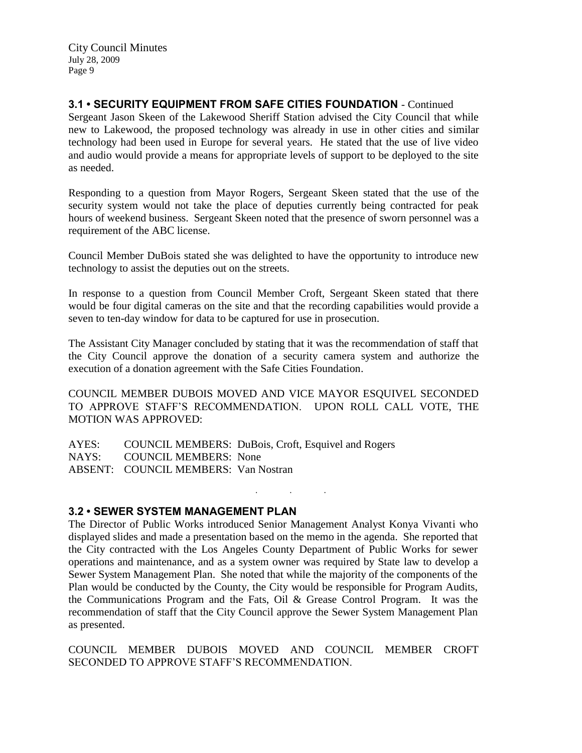### 3.1 • SECURITY EQUIPMENT FROM SAFE CITIES FOUNDATION - Continued

Sergeant Jason Skeen of the Lakewood Sheriff Station advised the City Council that while new to Lakewood, the proposed technology was already in use in other cities and similar technology had been used in Europe for several years. He stated that the use of live video and audio would provide a means for appropriate levels of support to be deployed to the site as needed.

Responding to a question from Mayor Rogers, Sergeant Skeen stated that the use of the security system would not take the place of deputies currently being contracted for peak hours of weekend business. Sergeant Skeen noted that the presence of sworn personnel was a requirement of the ABC license.

Council Member DuBois stated she was delighted to have the opportunity to introduce new technology to assist the deputies out on the streets.

In response to a question from Council Member Croft, Sergeant Skeen stated that there would be four digital cameras on the site and that the recording capabilities would provide a seven to ten-day window for data to be captured for use in prosecution.

The Assistant City Manager concluded by stating that it was the recommendation of staff that the City Council approve the donation of a security camera system and authorize the execution of a donation agreement with the Safe Cities Foundation.

COUNCIL MEMBER DUBOIS MOVED AND VICE MAYOR ESQUIVEL SECONDED TO APPROVE STAFF'S RECOMMENDATION. UPON ROLL CALL VOTE, THE MOTION WAS APPROVED:

AYES: COUNCIL MEMBERS: DuBois, Croft, Esquivel and Rogers
NAYS: COUNCIL MEMBERS: None
ABSENT: COUNCIL MEMBERS: Van Nostran

. . .

### 3.2 • SEWER SYSTEM MANAGEMENT PLAN

The Director of Public Works introduced Senior Management Analyst Konya Vivanti who displayed slides and made a presentation based on the memo in the agenda. She reported that the City contracted with the Los Angeles County Department of Public Works for sewer operations and maintenance, and as a system owner was required by State law to develop a Sewer System Management Plan. She noted that while the majority of the components of the Plan would be conducted by the County, the City would be responsible for Program Audits, the Communications Program and the Fats, Oil & Grease Control Program. It was the recommendation of staff that the City Council approve the Sewer System Management Plan as presented.

COUNCIL MEMBER DUBOIS MOVED AND COUNCIL MEMBER CROFT SECONDED TO APPROVE STAFF'S RECOMMENDATION.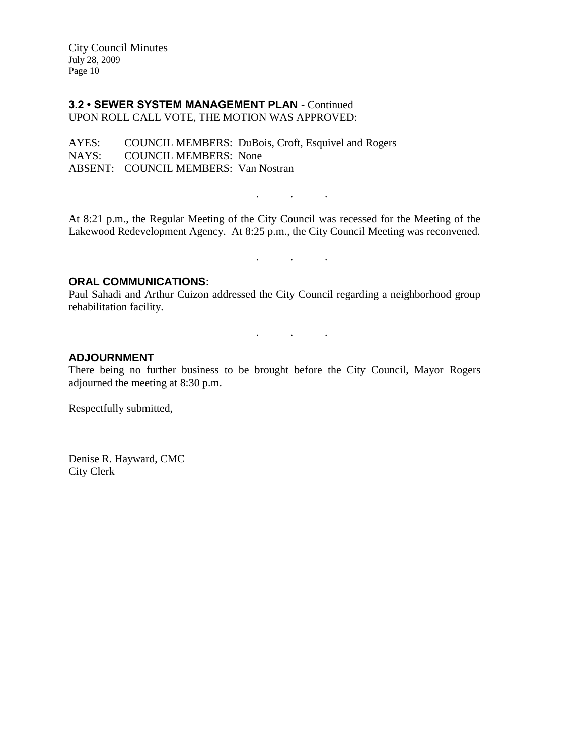### 3.2 • SEWER SYSTEM MANAGEMENT PLAN - Continued

UPON ROLL CALL VOTE, THE MOTION WAS APPROVED:

AYES: COUNCIL MEMBERS: DuBois, Croft, Esquivel and Rogers
NAYS: COUNCIL MEMBERS: None
ABSENT: COUNCIL MEMBERS: Van Nostran

. . .

At 8:21 p.m., the Regular Meeting of the City Council was recessed for the Meeting of the Lakewood Redevelopment Agency. At 8:25 p.m., the City Council Meeting was reconvened.

. . .

### ORAL COMMUNICATIONS:

Paul Sahadi and Arthur Cuizon addressed the City Council regarding a neighborhood group rehabilitation facility.

. . .

### ADJOURNMENT

There being no further business to be brought before the City Council, Mayor Rogers adjourned the meeting at 8:30 p.m.

Respectfully submitted,

Denise R. Hayward, CMC
City Clerk